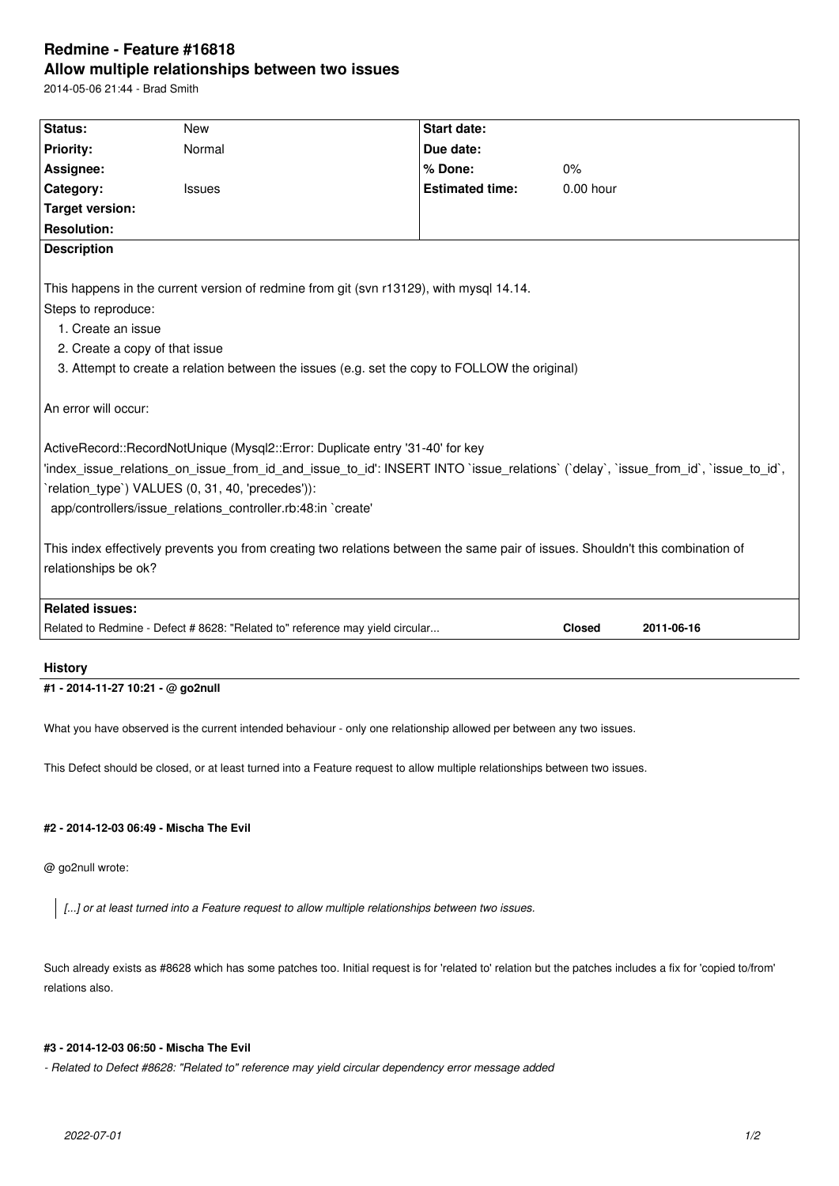# Redmine - Feature #16818

## Allow multiple relationships between two issues

2014-05-06 21:44 - Brad Smith

| Status: | New | Start date: | |
|---|---|---|---|
| Priority: | Normal | Due date: | |
| Assignee: | | % Done: | 0% |
| Category: | Issues | Estimated time: | 0.00 hour |
| Target version: | | | |
| Resolution: | | | |

**Description**

This happens in the current version of redmine from git (svn r13129), with mysql 14.14.

Steps to reproduce:

1. Create an issue
2. Create a copy of that issue
3. Attempt to create a relation between the issues (e.g. set the copy to FOLLOW the original)

An error will occur:

ActiveRecord::RecordNotUnique (Mysql2::Error: Duplicate entry '31-40' for key 'index_issue_relations_on_issue_from_id_and_issue_to_id': INSERT INTO `issue_relations` (`delay`, `issue_from_id`, `issue_to_id`, `relation_type`) VALUES (0, 31, 40, 'precedes')):
  app/controllers/issue_relations_controller.rb:48:in `create'

This index effectively prevents you from creating two relations between the same pair of issues. Shouldn't this combination of relationships be ok?

**Related issues:**

| | | |
|---|---|---|
| Related to Redmine - Defect # 8628: "Related to" reference may yield circular... | Closed | 2011-06-16 |

## History

### #1 - 2014-11-27 10:21 - @ go2null

What you have observed is the current intended behaviour - only one relationship allowed per between any two issues.

This Defect should be closed, or at least turned into a Feature request to allow multiple relationships between two issues.

### #2 - 2014-12-03 06:49 - Mischa The Evil

@ go2null wrote:

> *[...] or at least turned into a Feature request to allow multiple relationships between two issues.*

Such already exists as #8628 which has some patches too. Initial request is for 'related to' relation but the patches includes a fix for 'copied to/from' relations also.

### #3 - 2014-12-03 06:50 - Mischa The Evil

*- Related to Defect #8628: "Related to" reference may yield circular dependency error message added*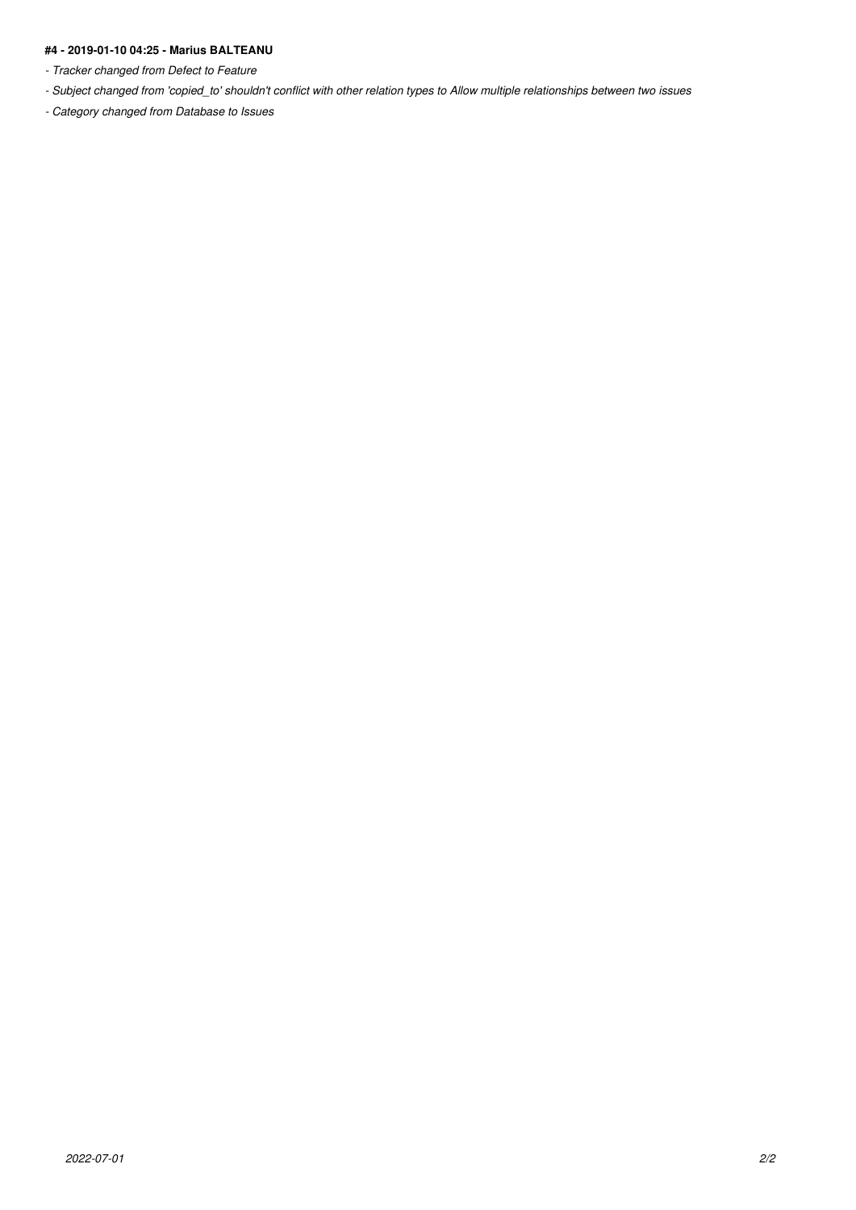#### #4 - 2019-01-10 04:25 - Marius BALTEANU

*- Tracker changed from Defect to Feature*

*- Subject changed from 'copied_to' shouldn't conflict with other relation types to Allow multiple relationships between two issues*

*- Category changed from Database to Issues*